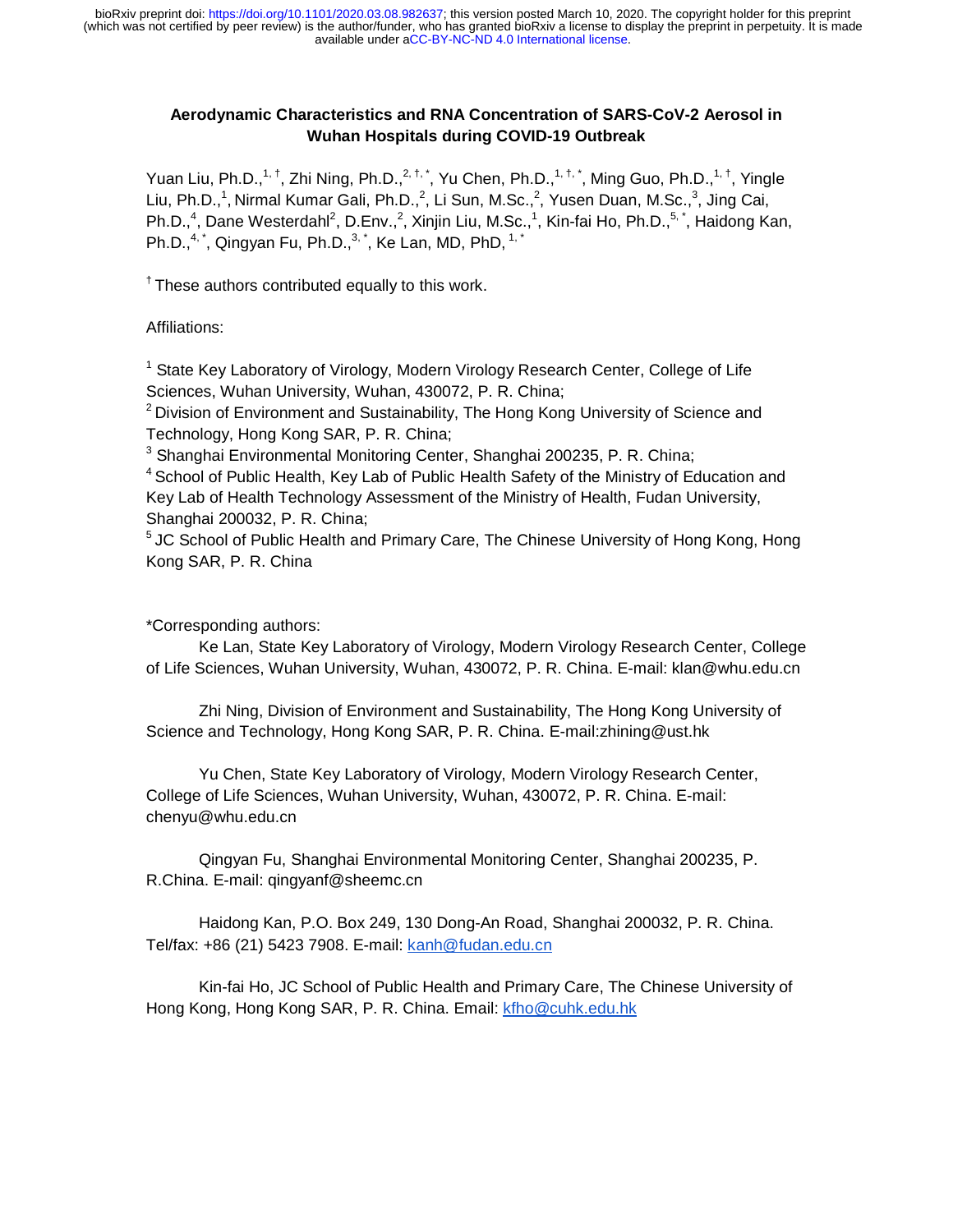## Aerodynamic Characteristics and RNA Concentration of SARS-CoV-2 Aerosol in Wuhan Hospitals during COVID-19 Outbreak

Yuan Liu, Ph.D.,[1, †], Zhi Ning, Ph.D.,[2, †, *], Yu Chen, Ph.D.,[1, †, *], Ming Guo, Ph.D.,[1, †], Yingle Liu, Ph.D.,[1], Nirmal Kumar Gali, Ph.D.,[2], Li Sun, M.Sc.,[2], Yusen Duan, M.Sc.,[3], Jing Cai, Ph.D.,[4], Dane Westerdahl[2], D.Env.,[2], Xinjin Liu, M.Sc.,[1], Kin-fai Ho, Ph.D.,[5, *], Haidong Kan, Ph.D.,[4, *], Qingyan Fu, Ph.D.,[3, *], Ke Lan, MD, PhD, [1, *]

[†] These authors contributed equally to this work.

Affiliations:

[1] State Key Laboratory of Virology, Modern Virology Research Center, College of Life Sciences, Wuhan University, Wuhan, 430072, P. R. China;
[2] Division of Environment and Sustainability, The Hong Kong University of Science and Technology, Hong Kong SAR, P. R. China;
[3] Shanghai Environmental Monitoring Center, Shanghai 200235, P. R. China;
[4] School of Public Health, Key Lab of Public Health Safety of the Ministry of Education and Key Lab of Health Technology Assessment of the Ministry of Health, Fudan University, Shanghai 200032, P. R. China;
[5] JC School of Public Health and Primary Care, The Chinese University of Hong Kong, Hong Kong SAR, P. R. China

*Corresponding authors:

Ke Lan, State Key Laboratory of Virology, Modern Virology Research Center, College of Life Sciences, Wuhan University, Wuhan, 430072, P. R. China. E-mail: klan@whu.edu.cn

Zhi Ning, Division of Environment and Sustainability, The Hong Kong University of Science and Technology, Hong Kong SAR, P. R. China. E-mail:zhining@ust.hk

Yu Chen, State Key Laboratory of Virology, Modern Virology Research Center, College of Life Sciences, Wuhan University, Wuhan, 430072, P. R. China. E-mail: chenyu@whu.edu.cn

Qingyan Fu, Shanghai Environmental Monitoring Center, Shanghai 200235, P. R.China. E-mail: qingyanf@sheemc.cn

Haidong Kan, P.O. Box 249, 130 Dong-An Road, Shanghai 200032, P. R. China. Tel/fax: +86 (21) 5423 7908. E-mail: kanh@fudan.edu.cn

Kin-fai Ho, JC School of Public Health and Primary Care, The Chinese University of Hong Kong, Hong Kong SAR, P. R. China. Email: kfho@cuhk.edu.hk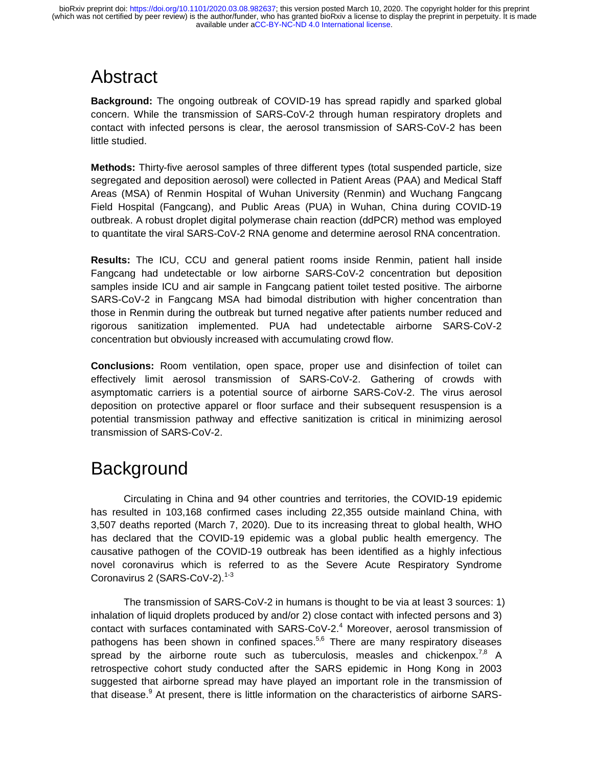# Abstract

**Background:** The ongoing outbreak of COVID-19 has spread rapidly and sparked global concern. While the transmission of SARS-CoV-2 through human respiratory droplets and contact with infected persons is clear, the aerosol transmission of SARS-CoV-2 has been little studied.

**Methods:** Thirty-five aerosol samples of three different types (total suspended particle, size segregated and deposition aerosol) were collected in Patient Areas (PAA) and Medical Staff Areas (MSA) of Renmin Hospital of Wuhan University (Renmin) and Wuchang Fangcang Field Hospital (Fangcang), and Public Areas (PUA) in Wuhan, China during COVID-19 outbreak. A robust droplet digital polymerase chain reaction (ddPCR) method was employed to quantitate the viral SARS-CoV-2 RNA genome and determine aerosol RNA concentration.

**Results:** The ICU, CCU and general patient rooms inside Renmin, patient hall inside Fangcang had undetectable or low airborne SARS-CoV-2 concentration but deposition samples inside ICU and air sample in Fangcang patient toilet tested positive. The airborne SARS-CoV-2 in Fangcang MSA had bimodal distribution with higher concentration than those in Renmin during the outbreak but turned negative after patients number reduced and rigorous sanitization implemented. PUA had undetectable airborne SARS-CoV-2 concentration but obviously increased with accumulating crowd flow.

**Conclusions:** Room ventilation, open space, proper use and disinfection of toilet can effectively limit aerosol transmission of SARS-CoV-2. Gathering of crowds with asymptomatic carriers is a potential source of airborne SARS-CoV-2. The virus aerosol deposition on protective apparel or floor surface and their subsequent resuspension is a potential transmission pathway and effective sanitization is critical in minimizing aerosol transmission of SARS-CoV-2.

# Background

Circulating in China and 94 other countries and territories, the COVID-19 epidemic has resulted in 103,168 confirmed cases including 22,355 outside mainland China, with 3,507 deaths reported (March 7, 2020). Due to its increasing threat to global health, WHO has declared that the COVID-19 epidemic was a global public health emergency. The causative pathogen of the COVID-19 outbreak has been identified as a highly infectious novel coronavirus which is referred to as the Severe Acute Respiratory Syndrome Coronavirus 2 (SARS-CoV-2).[1-3]

The transmission of SARS-CoV-2 in humans is thought to be via at least 3 sources: 1) inhalation of liquid droplets produced by and/or 2) close contact with infected persons and 3) contact with surfaces contaminated with SARS-CoV-2.[4] Moreover, aerosol transmission of pathogens has been shown in confined spaces.[5,6] There are many respiratory diseases spread by the airborne route such as tuberculosis, measles and chickenpox.[7,8] A retrospective cohort study conducted after the SARS epidemic in Hong Kong in 2003 suggested that airborne spread may have played an important role in the transmission of that disease.[9] At present, there is little information on the characteristics of airborne SARS-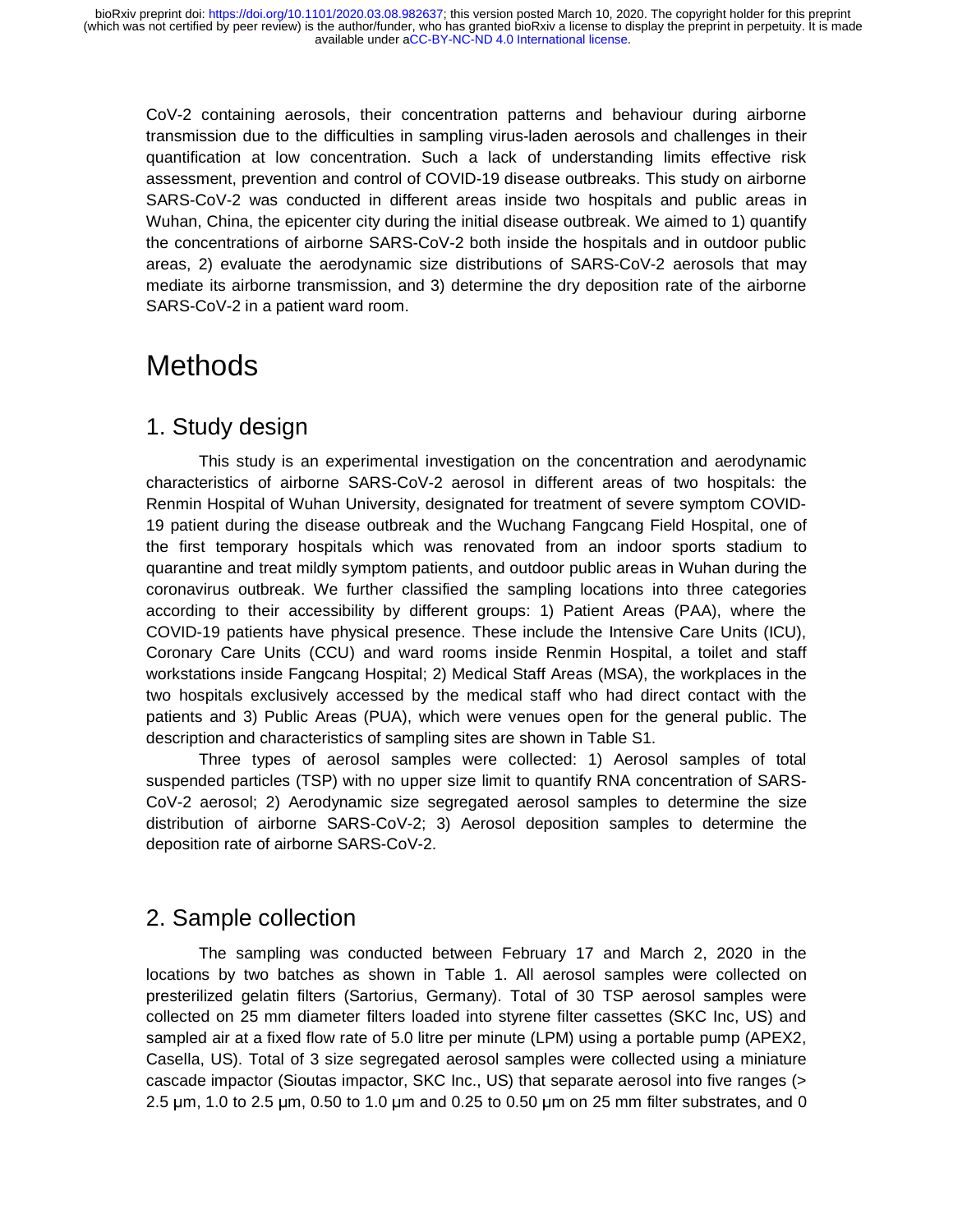CoV-2 containing aerosols, their concentration patterns and behaviour during airborne transmission due to the difficulties in sampling virus-laden aerosols and challenges in their quantification at low concentration. Such a lack of understanding limits effective risk assessment, prevention and control of COVID-19 disease outbreaks. This study on airborne SARS-CoV-2 was conducted in different areas inside two hospitals and public areas in Wuhan, China, the epicenter city during the initial disease outbreak. We aimed to 1) quantify the concentrations of airborne SARS-CoV-2 both inside the hospitals and in outdoor public areas, 2) evaluate the aerodynamic size distributions of SARS-CoV-2 aerosols that may mediate its airborne transmission, and 3) determine the dry deposition rate of the airborne SARS-CoV-2 in a patient ward room.

# Methods

## 1. Study design

This study is an experimental investigation on the concentration and aerodynamic characteristics of airborne SARS-CoV-2 aerosol in different areas of two hospitals: the Renmin Hospital of Wuhan University, designated for treatment of severe symptom COVID-19 patient during the disease outbreak and the Wuchang Fangcang Field Hospital, one of the first temporary hospitals which was renovated from an indoor sports stadium to quarantine and treat mildly symptom patients, and outdoor public areas in Wuhan during the coronavirus outbreak. We further classified the sampling locations into three categories according to their accessibility by different groups: 1) Patient Areas (PAA), where the COVID-19 patients have physical presence. These include the Intensive Care Units (ICU), Coronary Care Units (CCU) and ward rooms inside Renmin Hospital, a toilet and staff workstations inside Fangcang Hospital; 2) Medical Staff Areas (MSA), the workplaces in the two hospitals exclusively accessed by the medical staff who had direct contact with the patients and 3) Public Areas (PUA), which were venues open for the general public. The description and characteristics of sampling sites are shown in Table S1.

Three types of aerosol samples were collected: 1) Aerosol samples of total suspended particles (TSP) with no upper size limit to quantify RNA concentration of SARS-CoV-2 aerosol; 2) Aerodynamic size segregated aerosol samples to determine the size distribution of airborne SARS-CoV-2; 3) Aerosol deposition samples to determine the deposition rate of airborne SARS-CoV-2.

## 2. Sample collection

The sampling was conducted between February 17 and March 2, 2020 in the locations by two batches as shown in Table 1. All aerosol samples were collected on presterilized gelatin filters (Sartorius, Germany). Total of 30 TSP aerosol samples were collected on 25 mm diameter filters loaded into styrene filter cassettes (SKC Inc, US) and sampled air at a fixed flow rate of 5.0 litre per minute (LPM) using a portable pump (APEX2, Casella, US). Total of 3 size segregated aerosol samples were collected using a miniature cascade impactor (Sioutas impactor, SKC Inc., US) that separate aerosol into five ranges (> 2.5 μm, 1.0 to 2.5 μm, 0.50 to 1.0 μm and 0.25 to 0.50 μm on 25 mm filter substrates, and 0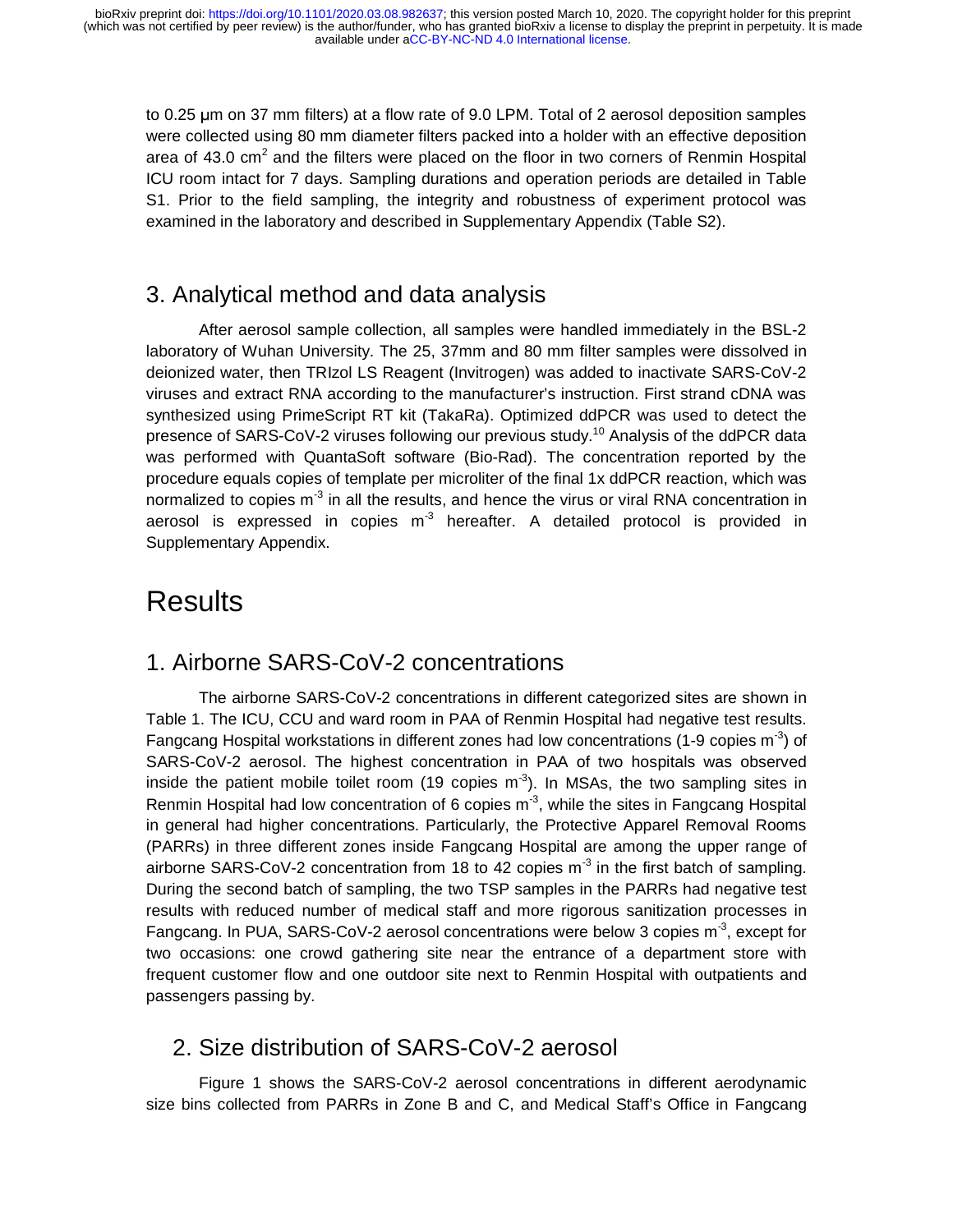to 0.25 μm on 37 mm filters) at a flow rate of 9.0 LPM. Total of 2 aerosol deposition samples were collected using 80 mm diameter filters packed into a holder with an effective deposition area of 43.0 $cm^2$ and the filters were placed on the floor in two corners of Renmin Hospital ICU room intact for 7 days. Sampling durations and operation periods are detailed in Table S1. Prior to the field sampling, the integrity and robustness of experiment protocol was examined in the laboratory and described in Supplementary Appendix (Table S2).

## 3. Analytical method and data analysis

After aerosol sample collection, all samples were handled immediately in the BSL-2 laboratory of Wuhan University. The 25, 37mm and 80 mm filter samples were dissolved in deionized water, then TRIzol LS Reagent (Invitrogen) was added to inactivate SARS-CoV-2 viruses and extract RNA according to the manufacturer's instruction. First strand cDNA was synthesized using PrimeScript RT kit (TakaRa). Optimized ddPCR was used to detect the presence of SARS-CoV-2 viruses following our previous study.[10] Analysis of the ddPCR data was performed with QuantaSoft software (Bio-Rad). The concentration reported by the procedure equals copies of template per microliter of the final 1x ddPCR reaction, which was normalized to copies $m^{-3}$ in all the results, and hence the virus or viral RNA concentration in aerosol is expressed in copies $m^{-3}$ hereafter. A detailed protocol is provided in Supplementary Appendix.

# Results

## 1. Airborne SARS-CoV-2 concentrations

The airborne SARS-CoV-2 concentrations in different categorized sites are shown in Table 1. The ICU, CCU and ward room in PAA of Renmin Hospital had negative test results. Fangcang Hospital workstations in different zones had low concentrations (1-9 copies $m^{-3}$) of SARS-CoV-2 aerosol. The highest concentration in PAA of two hospitals was observed inside the patient mobile toilet room (19 copies $m^{-3}$). In MSAs, the two sampling sites in Renmin Hospital had low concentration of 6 copies $m^{-3}$, while the sites in Fangcang Hospital in general had higher concentrations. Particularly, the Protective Apparel Removal Rooms (PARRs) in three different zones inside Fangcang Hospital are among the upper range of airborne SARS-CoV-2 concentration from 18 to 42 copies $m^{-3}$ in the first batch of sampling. During the second batch of sampling, the two TSP samples in the PARRs had negative test results with reduced number of medical staff and more rigorous sanitization processes in Fangcang. In PUA, SARS-CoV-2 aerosol concentrations were below 3 copies $m^{-3}$, except for two occasions: one crowd gathering site near the entrance of a department store with frequent customer flow and one outdoor site next to Renmin Hospital with outpatients and passengers passing by.

## 2. Size distribution of SARS-CoV-2 aerosol

Figure 1 shows the SARS-CoV-2 aerosol concentrations in different aerodynamic size bins collected from PARRs in Zone B and C, and Medical Staff's Office in Fangcang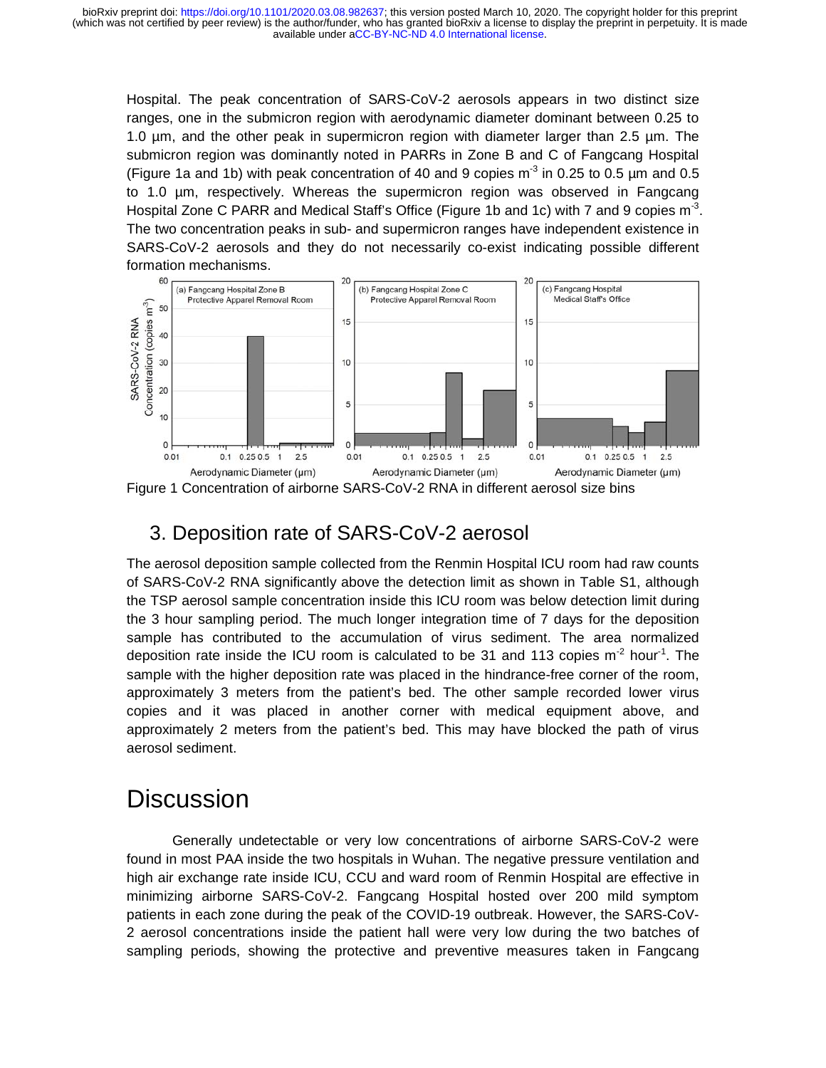Hospital. The peak concentration of SARS-CoV-2 aerosols appears in two distinct size ranges, one in the submicron region with aerodynamic diameter dominant between 0.25 to 1.0 µm, and the other peak in supermicron region with diameter larger than 2.5 µm. The submicron region was dominantly noted in PARRs in Zone B and C of Fangcang Hospital (Figure 1a and 1b) with peak concentration of 40 and 9 copies $m^{-3}$ in 0.25 to 0.5 µm and 0.5 to 1.0 µm, respectively. Whereas the supermicron region was observed in Fangcang Hospital Zone C PARR and Medical Staff's Office (Figure 1b and 1c) with 7 and 9 copies $m^{-3}$. The two concentration peaks in sub- and supermicron ranges have independent existence in SARS-CoV-2 aerosols and they do not necessarily co-exist indicating possible different formation mechanisms.

(a) Fangcang Hospital Zone B Protective Apparel Removal Room

(b) Fangcang Hospital Zone C Protective Apparel Removal Room

(c) Fangcang Hospital Medical Staff's Office

SARS-CoV-2 RNA Concentration (copies m$^{-3}$)

Aerodynamic Diameter (µm)

Figure 1 Concentration of airborne SARS-CoV-2 RNA in different aerosol size bins

## 3. Deposition rate of SARS-CoV-2 aerosol

The aerosol deposition sample collected from the Renmin Hospital ICU room had raw counts of SARS-CoV-2 RNA significantly above the detection limit as shown in Table S1, although the TSP aerosol sample concentration inside this ICU room was below detection limit during the 3 hour sampling period. The much longer integration time of 7 days for the deposition sample has contributed to the accumulation of virus sediment. The area normalized deposition rate inside the ICU room is calculated to be 31 and 113 copies $m^{-2}$ $hour^{-1}$. The sample with the higher deposition rate was placed in the hindrance-free corner of the room, approximately 3 meters from the patient's bed. The other sample recorded lower virus copies and it was placed in another corner with medical equipment above, and approximately 2 meters from the patient's bed. This may have blocked the path of virus aerosol sediment.

# Discussion

Generally undetectable or very low concentrations of airborne SARS-CoV-2 were found in most PAA inside the two hospitals in Wuhan. The negative pressure ventilation and high air exchange rate inside ICU, CCU and ward room of Renmin Hospital are effective in minimizing airborne SARS-CoV-2. Fangcang Hospital hosted over 200 mild symptom patients in each zone during the peak of the COVID-19 outbreak. However, the SARS-CoV-2 aerosol concentrations inside the patient hall were very low during the two batches of sampling periods, showing the protective and preventive measures taken in Fangcang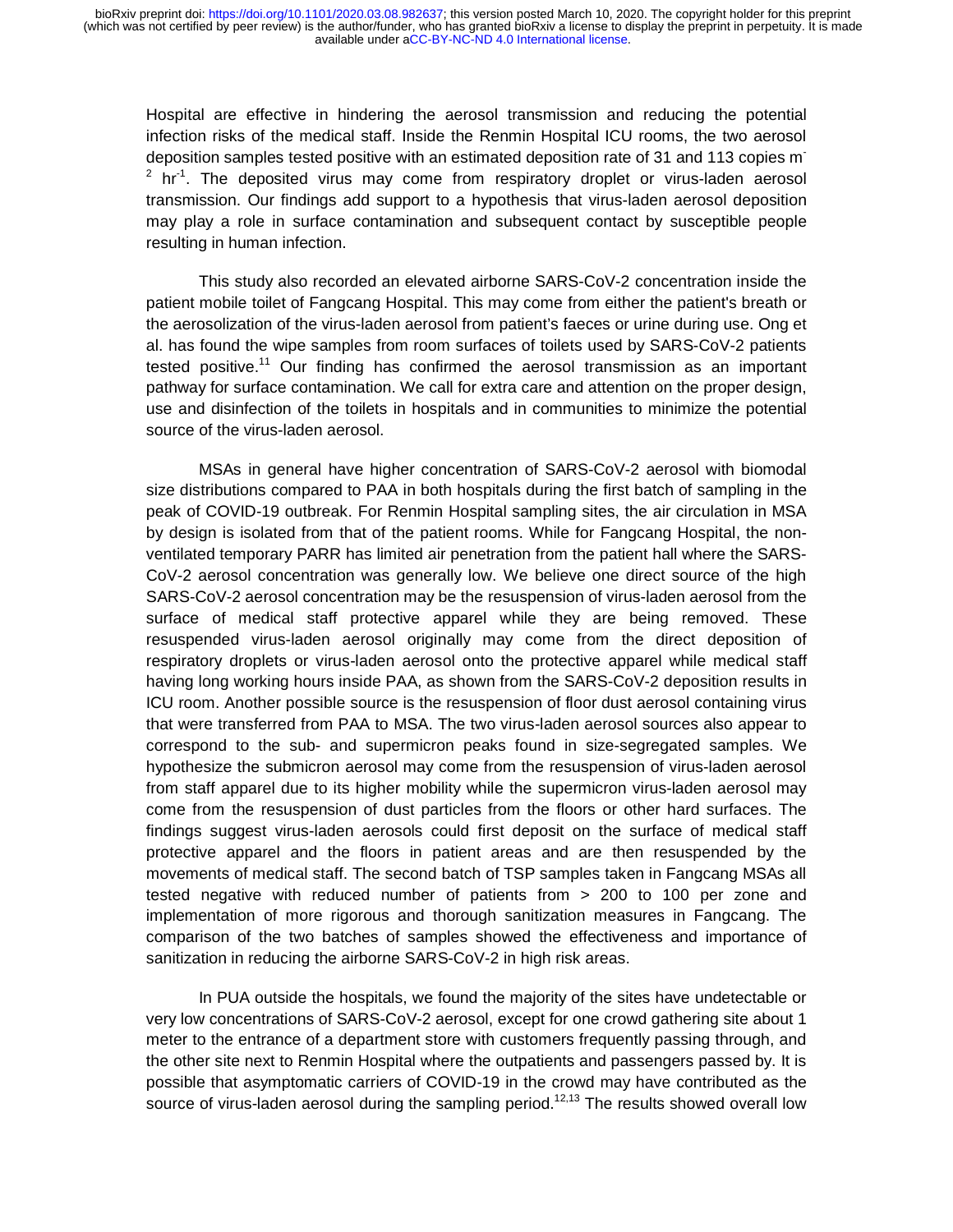Hospital are effective in hindering the aerosol transmission and reducing the potential infection risks of the medical staff. Inside the Renmin Hospital ICU rooms, the two aerosol deposition samples tested positive with an estimated deposition rate of 31 and 113 copies $m^{-2}$ $hr^{-1}$. The deposited virus may come from respiratory droplet or virus-laden aerosol transmission. Our findings add support to a hypothesis that virus-laden aerosol deposition may play a role in surface contamination and subsequent contact by susceptible people resulting in human infection.

This study also recorded an elevated airborne SARS-CoV-2 concentration inside the patient mobile toilet of Fangcang Hospital. This may come from either the patient's breath or the aerosolization of the virus-laden aerosol from patient's faeces or urine during use. Ong et al. has found the wipe samples from room surfaces of toilets used by SARS-CoV-2 patients tested positive.[11] Our finding has confirmed the aerosol transmission as an important pathway for surface contamination. We call for extra care and attention on the proper design, use and disinfection of the toilets in hospitals and in communities to minimize the potential source of the virus-laden aerosol.

MSAs in general have higher concentration of SARS-CoV-2 aerosol with biomodal size distributions compared to PAA in both hospitals during the first batch of sampling in the peak of COVID-19 outbreak. For Renmin Hospital sampling sites, the air circulation in MSA by design is isolated from that of the patient rooms. While for Fangcang Hospital, the non-ventilated temporary PARR has limited air penetration from the patient hall where the SARS-CoV-2 aerosol concentration was generally low. We believe one direct source of the high SARS-CoV-2 aerosol concentration may be the resuspension of virus-laden aerosol from the surface of medical staff protective apparel while they are being removed. These resuspended virus-laden aerosol originally may come from the direct deposition of respiratory droplets or virus-laden aerosol onto the protective apparel while medical staff having long working hours inside PAA, as shown from the SARS-CoV-2 deposition results in ICU room. Another possible source is the resuspension of floor dust aerosol containing virus that were transferred from PAA to MSA. The two virus-laden aerosol sources also appear to correspond to the sub- and supermicron peaks found in size-segregated samples. We hypothesize the submicron aerosol may come from the resuspension of virus-laden aerosol from staff apparel due to its higher mobility while the supermicron virus-laden aerosol may come from the resuspension of dust particles from the floors or other hard surfaces. The findings suggest virus-laden aerosols could first deposit on the surface of medical staff protective apparel and the floors in patient areas and are then resuspended by the movements of medical staff. The second batch of TSP samples taken in Fangcang MSAs all tested negative with reduced number of patients from > 200 to 100 per zone and implementation of more rigorous and thorough sanitization measures in Fangcang. The comparison of the two batches of samples showed the effectiveness and importance of sanitization in reducing the airborne SARS-CoV-2 in high risk areas.

In PUA outside the hospitals, we found the majority of the sites have undetectable or very low concentrations of SARS-CoV-2 aerosol, except for one crowd gathering site about 1 meter to the entrance of a department store with customers frequently passing through, and the other site next to Renmin Hospital where the outpatients and passengers passed by. It is possible that asymptomatic carriers of COVID-19 in the crowd may have contributed as the source of virus-laden aerosol during the sampling period.[12,13] The results showed overall low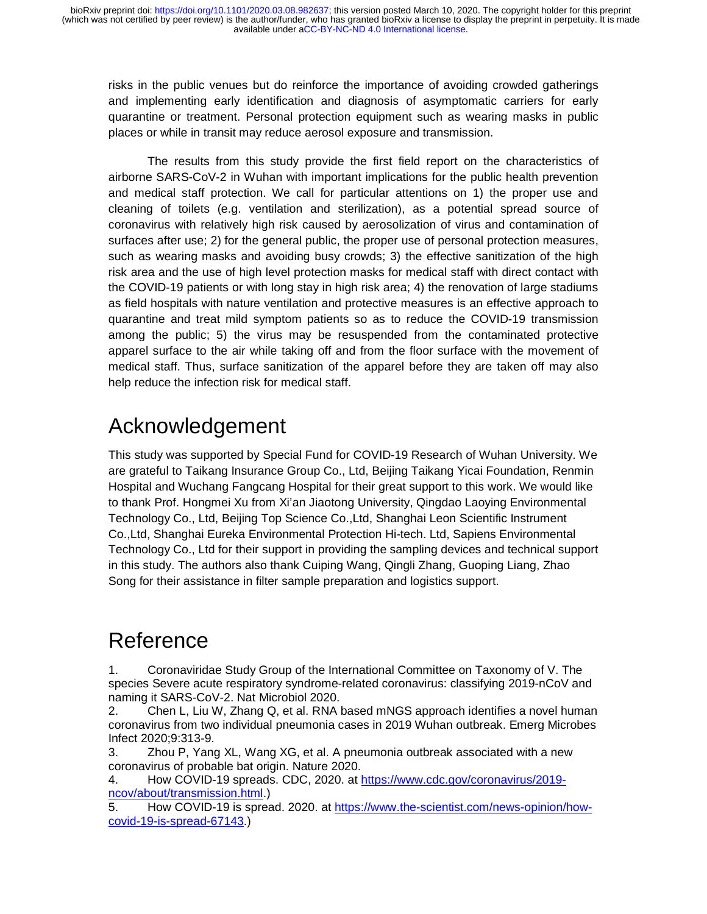risks in the public venues but do reinforce the importance of avoiding crowded gatherings and implementing early identification and diagnosis of asymptomatic carriers for early quarantine or treatment. Personal protection equipment such as wearing masks in public places or while in transit may reduce aerosol exposure and transmission.

The results from this study provide the first field report on the characteristics of airborne SARS-CoV-2 in Wuhan with important implications for the public health prevention and medical staff protection. We call for particular attentions on 1) the proper use and cleaning of toilets (e.g. ventilation and sterilization), as a potential spread source of coronavirus with relatively high risk caused by aerosolization of virus and contamination of surfaces after use; 2) for the general public, the proper use of personal protection measures, such as wearing masks and avoiding busy crowds; 3) the effective sanitization of the high risk area and the use of high level protection masks for medical staff with direct contact with the COVID-19 patients or with long stay in high risk area; 4) the renovation of large stadiums as field hospitals with nature ventilation and protective measures is an effective approach to quarantine and treat mild symptom patients so as to reduce the COVID-19 transmission among the public; 5) the virus may be resuspended from the contaminated protective apparel surface to the air while taking off and from the floor surface with the movement of medical staff. Thus, surface sanitization of the apparel before they are taken off may also help reduce the infection risk for medical staff.

# Acknowledgement

This study was supported by Special Fund for COVID-19 Research of Wuhan University. We are grateful to Taikang Insurance Group Co., Ltd, Beijing Taikang Yicai Foundation, Renmin Hospital and Wuchang Fangcang Hospital for their great support to this work. We would like to thank Prof. Hongmei Xu from Xi'an Jiaotong University, Qingdao Laoying Environmental Technology Co., Ltd, Beijing Top Science Co.,Ltd, Shanghai Leon Scientific Instrument Co.,Ltd, Shanghai Eureka Environmental Protection Hi-tech. Ltd, Sapiens Environmental Technology Co., Ltd for their support in providing the sampling devices and technical support in this study. The authors also thank Cuiping Wang, Qingli Zhang, Guoping Liang, Zhao Song for their assistance in filter sample preparation and logistics support.

# Reference

1. Coronaviridae Study Group of the International Committee on Taxonomy of V. The species Severe acute respiratory syndrome-related coronavirus: classifying 2019-nCoV and naming it SARS-CoV-2. Nat Microbiol 2020.
2. Chen L, Liu W, Zhang Q, et al. RNA based mNGS approach identifies a novel human coronavirus from two individual pneumonia cases in 2019 Wuhan outbreak. Emerg Microbes Infect 2020;9:313-9.
3. Zhou P, Yang XL, Wang XG, et al. A pneumonia outbreak associated with a new coronavirus of probable bat origin. Nature 2020.
4. How COVID-19 spreads. CDC, 2020. at https://www.cdc.gov/coronavirus/2019-ncov/about/transmission.html.)
5. How COVID-19 is spread. 2020. at https://www.the-scientist.com/news-opinion/how-covid-19-is-spread-67143.)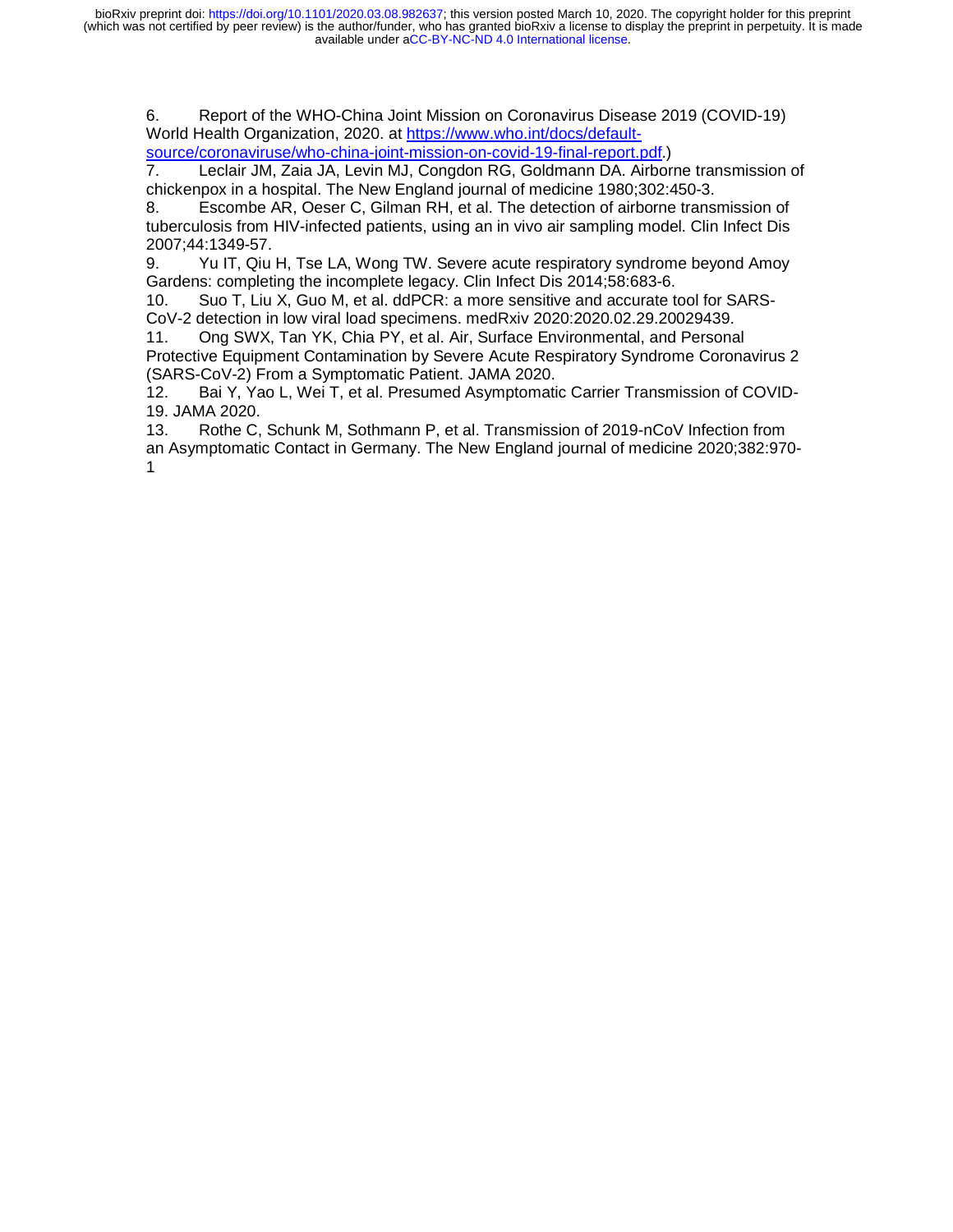6. Report of the WHO-China Joint Mission on Coronavirus Disease 2019 (COVID-19) World Health Organization, 2020. at https://www.who.int/docs/default-source/coronaviruse/who-china-joint-mission-on-covid-19-final-report.pdf.)
7. Leclair JM, Zaia JA, Levin MJ, Congdon RG, Goldmann DA. Airborne transmission of chickenpox in a hospital. The New England journal of medicine 1980;302:450-3.
8. Escombe AR, Oeser C, Gilman RH, et al. The detection of airborne transmission of tuberculosis from HIV-infected patients, using an in vivo air sampling model. Clin Infect Dis 2007;44:1349-57.
9. Yu IT, Qiu H, Tse LA, Wong TW. Severe acute respiratory syndrome beyond Amoy Gardens: completing the incomplete legacy. Clin Infect Dis 2014;58:683-6.
10. Suo T, Liu X, Guo M, et al. ddPCR: a more sensitive and accurate tool for SARS-CoV-2 detection in low viral load specimens. medRxiv 2020:2020.02.29.20029439.
11. Ong SWX, Tan YK, Chia PY, et al. Air, Surface Environmental, and Personal Protective Equipment Contamination by Severe Acute Respiratory Syndrome Coronavirus 2 (SARS-CoV-2) From a Symptomatic Patient. JAMA 2020.
12. Bai Y, Yao L, Wei T, et al. Presumed Asymptomatic Carrier Transmission of COVID-19. JAMA 2020.
13. Rothe C, Schunk M, Sothmann P, et al. Transmission of 2019-nCoV Infection from an Asymptomatic Contact in Germany. The New England journal of medicine 2020;382:970-1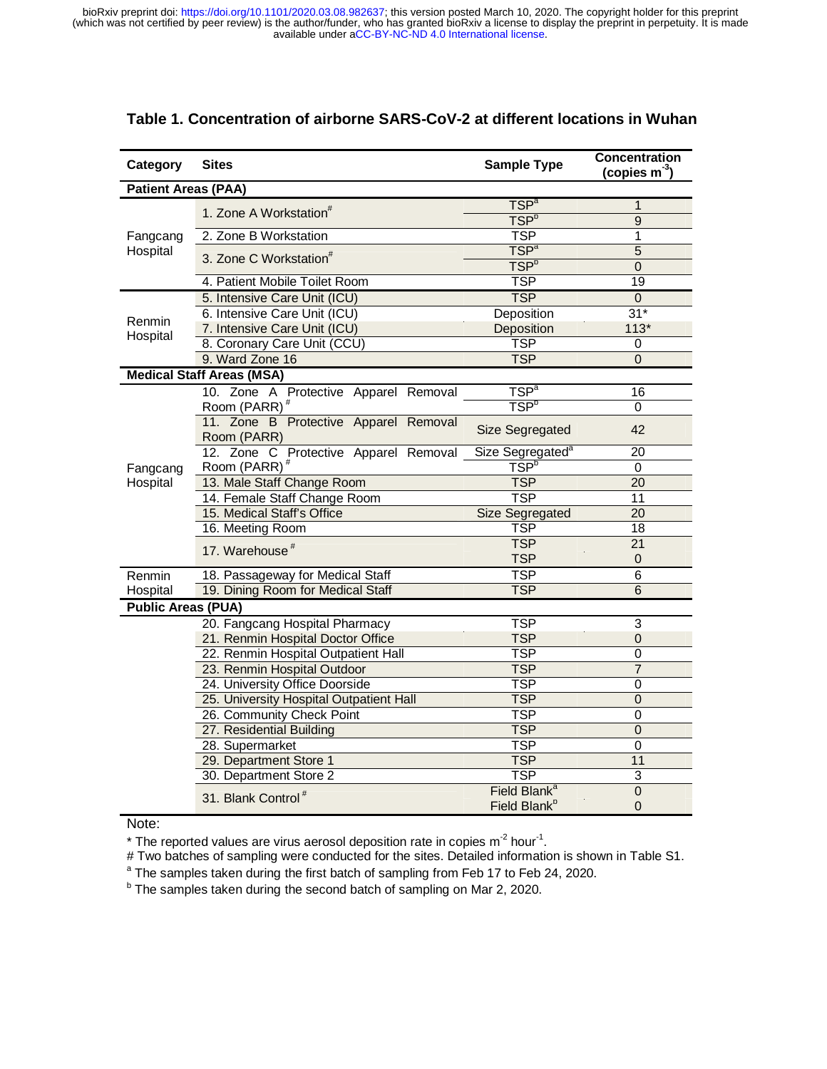## Table 1. Concentration of airborne SARS-CoV-2 at different locations in Wuhan

| Category | Sites | Sample Type | Concentration (copies $m^{-3}$) |
|---|---|---|---|
| **Patient Areas (PAA)** | | | |
| Fangcang Hospital | 1. Zone A Workstation# | TSP[a] | 1 |
| | | TSP[b] | 9 |
| | 2. Zone B Workstation | TSP | 1 |
| | 3. Zone C Workstation# | TSP[a] | 5 |
| | | TSP[b] | 0 |
| | 4. Patient Mobile Toilet Room | TSP | 19 |
| Renmin Hospital | 5. Intensive Care Unit (ICU) | TSP | 0 |
| | 6. Intensive Care Unit (ICU) | Deposition | 31* |
| | 7. Intensive Care Unit (ICU) | Deposition | 113* |
| | 8. Coronary Care Unit (CCU) | TSP | 0 |
| | 9. Ward Zone 16 | TSP | 0 |
| **Medical Staff Areas (MSA)** | | | |
| Fangcang Hospital | 10. Zone A Protective Apparel Removal Room (PARR)# | TSP[a] | 16 |
| | | TSP[b] | 0 |
| | 11. Zone B Protective Apparel Removal Room (PARR) | Size Segregated | 42 |
| | 12. Zone C Protective Apparel Removal Room (PARR)# | Size Segregated[a] | 20 |
| | | TSP[b] | 0 |
| | 13. Male Staff Change Room | TSP | 20 |
| | 14. Female Staff Change Room | TSP | 11 |
| | 15. Medical Staff's Office | Size Segregated | 20 |
| | 16. Meeting Room | TSP | 18 |
| | 17. Warehouse# | TSP | 21 |
| | | TSP | 0 |
| Renmin Hospital | 18. Passageway for Medical Staff | TSP | 6 |
| | 19. Dining Room for Medical Staff | TSP | 6 |
| **Public Areas (PUA)** | | | |
| | 20. Fangcang Hospital Pharmacy | TSP | 3 |
| | 21. Renmin Hospital Doctor Office | TSP | 0 |
| | 22. Renmin Hospital Outpatient Hall | TSP | 0 |
| | 23. Renmin Hospital Outdoor | TSP | 7 |
| | 24. University Office Doorside | TSP | 0 |
| | 25. University Hospital Outpatient Hall | TSP | 0 |
| | 26. Community Check Point | TSP | 0 |
| | 27. Residential Building | TSP | 0 |
| | 28. Supermarket | TSP | 0 |
| | 29. Department Store 1 | TSP | 11 |
| | 30. Department Store 2 | TSP | 3 |
| | 31. Blank Control# | Field Blank[a] | 0 |
| | | Field Blank[b] | 0 |

Note:

* The reported values are virus aerosol deposition rate in copies $m^{-2}$ $hour^{-1}$.

# Two batches of sampling were conducted for the sites. Detailed information is shown in Table S1.

[a] The samples taken during the first batch of sampling from Feb 17 to Feb 24, 2020.

[b] The samples taken during the second batch of sampling on Mar 2, 2020.